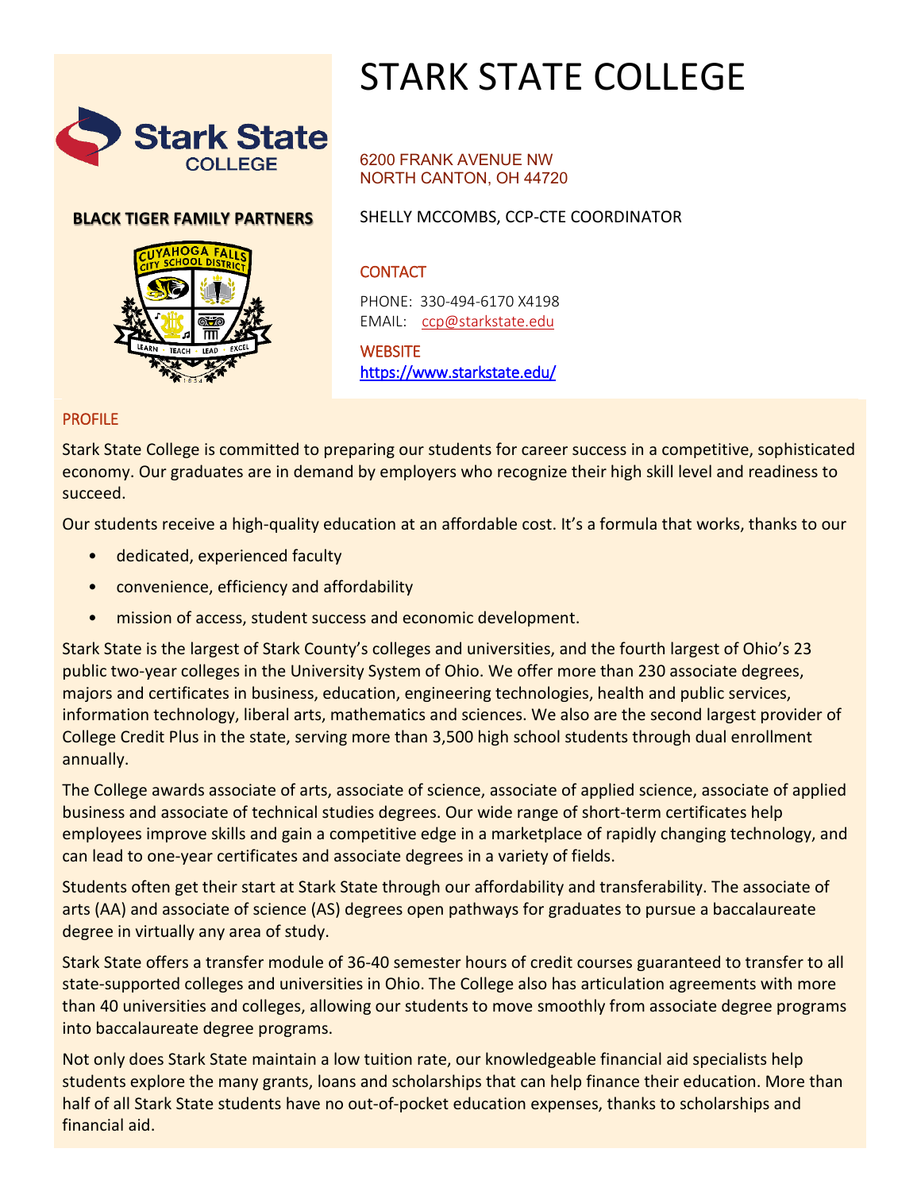# STARK STATE COLLEGE

**BLACK TIGER FAMILY PARTNERS**

6200 FRANK AVENUE NW
NORTH CANTON, OH 44720

SHELLY MCCOMBS, CCP-CTE COORDINATOR

## CONTACT

PHONE: 330-494-6170 X4198
EMAIL: ccp@starkstate.edu

## WEBSITE

https://www.starkstate.edu/

## PROFILE

Stark State College is committed to preparing our students for career success in a competitive, sophisticated economy. Our graduates are in demand by employers who recognize their high skill level and readiness to succeed.

Our students receive a high-quality education at an affordable cost. It's a formula that works, thanks to our

- dedicated, experienced faculty
- convenience, efficiency and affordability
- mission of access, student success and economic development.

Stark State is the largest of Stark County's colleges and universities, and the fourth largest of Ohio's 23 public two-year colleges in the University System of Ohio. We offer more than 230 associate degrees, majors and certificates in business, education, engineering technologies, health and public services, information technology, liberal arts, mathematics and sciences. We also are the second largest provider of College Credit Plus in the state, serving more than 3,500 high school students through dual enrollment annually.

The College awards associate of arts, associate of science, associate of applied science, associate of applied business and associate of technical studies degrees. Our wide range of short-term certificates help employees improve skills and gain a competitive edge in a marketplace of rapidly changing technology, and can lead to one-year certificates and associate degrees in a variety of fields.

Students often get their start at Stark State through our affordability and transferability. The associate of arts (AA) and associate of science (AS) degrees open pathways for graduates to pursue a baccalaureate degree in virtually any area of study.

Stark State offers a transfer module of 36-40 semester hours of credit courses guaranteed to transfer to all state-supported colleges and universities in Ohio. The College also has articulation agreements with more than 40 universities and colleges, allowing our students to move smoothly from associate degree programs into baccalaureate degree programs.

Not only does Stark State maintain a low tuition rate, our knowledgeable financial aid specialists help students explore the many grants, loans and scholarships that can help finance their education. More than half of all Stark State students have no out-of-pocket education expenses, thanks to scholarships and financial aid.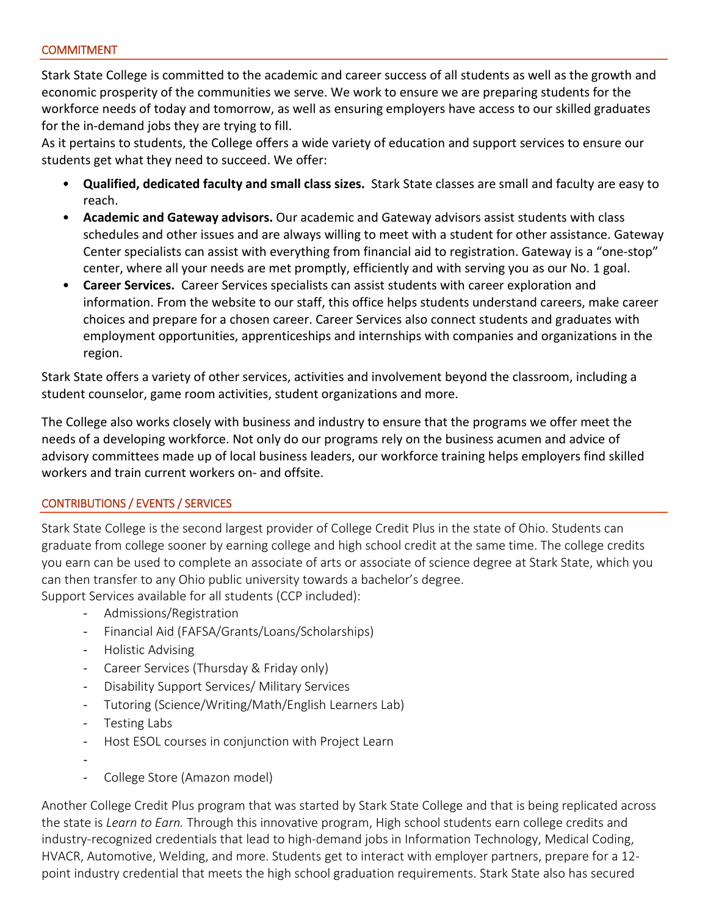## COMMITMENT

Stark State College is committed to the academic and career success of all students as well as the growth and economic prosperity of the communities we serve. We work to ensure we are preparing students for the workforce needs of today and tomorrow, as well as ensuring employers have access to our skilled graduates for the in-demand jobs they are trying to fill.

As it pertains to students, the College offers a wide variety of education and support services to ensure our students get what they need to succeed. We offer:

- **Qualified, dedicated faculty and small class sizes.** Stark State classes are small and faculty are easy to reach.
- **Academic and Gateway advisors.** Our academic and Gateway advisors assist students with class schedules and other issues and are always willing to meet with a student for other assistance. Gateway Center specialists can assist with everything from financial aid to registration. Gateway is a "one-stop" center, where all your needs are met promptly, efficiently and with serving you as our No. 1 goal.
- **Career Services.** Career Services specialists can assist students with career exploration and information. From the website to our staff, this office helps students understand careers, make career choices and prepare for a chosen career. Career Services also connect students and graduates with employment opportunities, apprenticeships and internships with companies and organizations in the region.

Stark State offers a variety of other services, activities and involvement beyond the classroom, including a student counselor, game room activities, student organizations and more.

The College also works closely with business and industry to ensure that the programs we offer meet the needs of a developing workforce. Not only do our programs rely on the business acumen and advice of advisory committees made up of local business leaders, our workforce training helps employers find skilled workers and train current workers on- and offsite.

## CONTRIBUTIONS / EVENTS / SERVICES

Stark State College is the second largest provider of College Credit Plus in the state of Ohio. Students can graduate from college sooner by earning college and high school credit at the same time. The college credits you earn can be used to complete an associate of arts or associate of science degree at Stark State, which you can then transfer to any Ohio public university towards a bachelor's degree.

Support Services available for all students (CCP included):

- Admissions/Registration
- Financial Aid (FAFSA/Grants/Loans/Scholarships)
- Holistic Advising
- Career Services (Thursday & Friday only)
- Disability Support Services/ Military Services
- Tutoring (Science/Writing/Math/English Learners Lab)
- Testing Labs
- Host ESOL courses in conjunction with Project Learn
- 
- College Store (Amazon model)

Another College Credit Plus program that was started by Stark State College and that is being replicated across the state is *Learn to Earn.* Through this innovative program, High school students earn college credits and industry-recognized credentials that lead to high-demand jobs in Information Technology, Medical Coding, HVACR, Automotive, Welding, and more. Students get to interact with employer partners, prepare for a 12-point industry credential that meets the high school graduation requirements. Stark State also has secured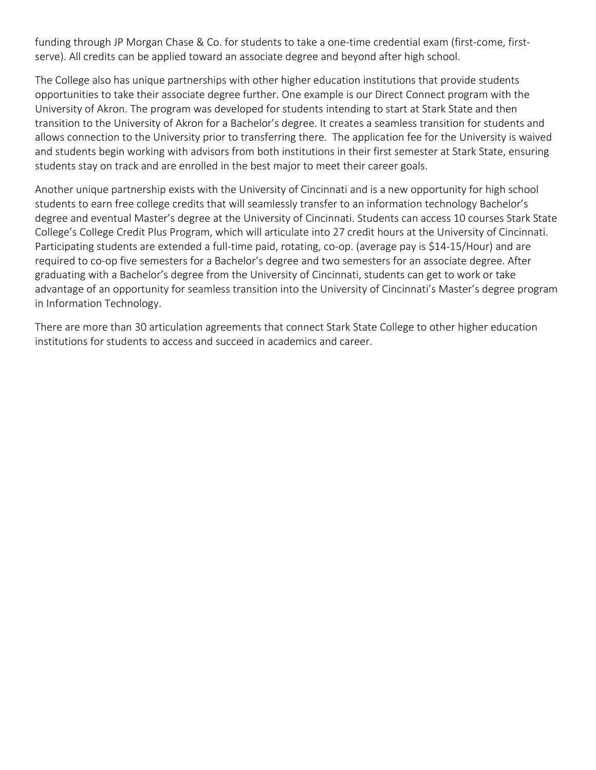funding through JP Morgan Chase & Co. for students to take a one-time credential exam (first-come, first-serve). All credits can be applied toward an associate degree and beyond after high school.

The College also has unique partnerships with other higher education institutions that provide students opportunities to take their associate degree further. One example is our Direct Connect program with the University of Akron. The program was developed for students intending to start at Stark State and then transition to the University of Akron for a Bachelor's degree. It creates a seamless transition for students and allows connection to the University prior to transferring there.  The application fee for the University is waived and students begin working with advisors from both institutions in their first semester at Stark State, ensuring students stay on track and are enrolled in the best major to meet their career goals.

Another unique partnership exists with the University of Cincinnati and is a new opportunity for high school students to earn free college credits that will seamlessly transfer to an information technology Bachelor's degree and eventual Master's degree at the University of Cincinnati. Students can access 10 courses Stark State College's College Credit Plus Program, which will articulate into 27 credit hours at the University of Cincinnati. Participating students are extended a full-time paid, rotating, co-op. (average pay is $14-15/Hour) and are required to co-op five semesters for a Bachelor's degree and two semesters for an associate degree. After graduating with a Bachelor's degree from the University of Cincinnati, students can get to work or take advantage of an opportunity for seamless transition into the University of Cincinnati's Master's degree program in Information Technology.

There are more than 30 articulation agreements that connect Stark State College to other higher education institutions for students to access and succeed in academics and career.